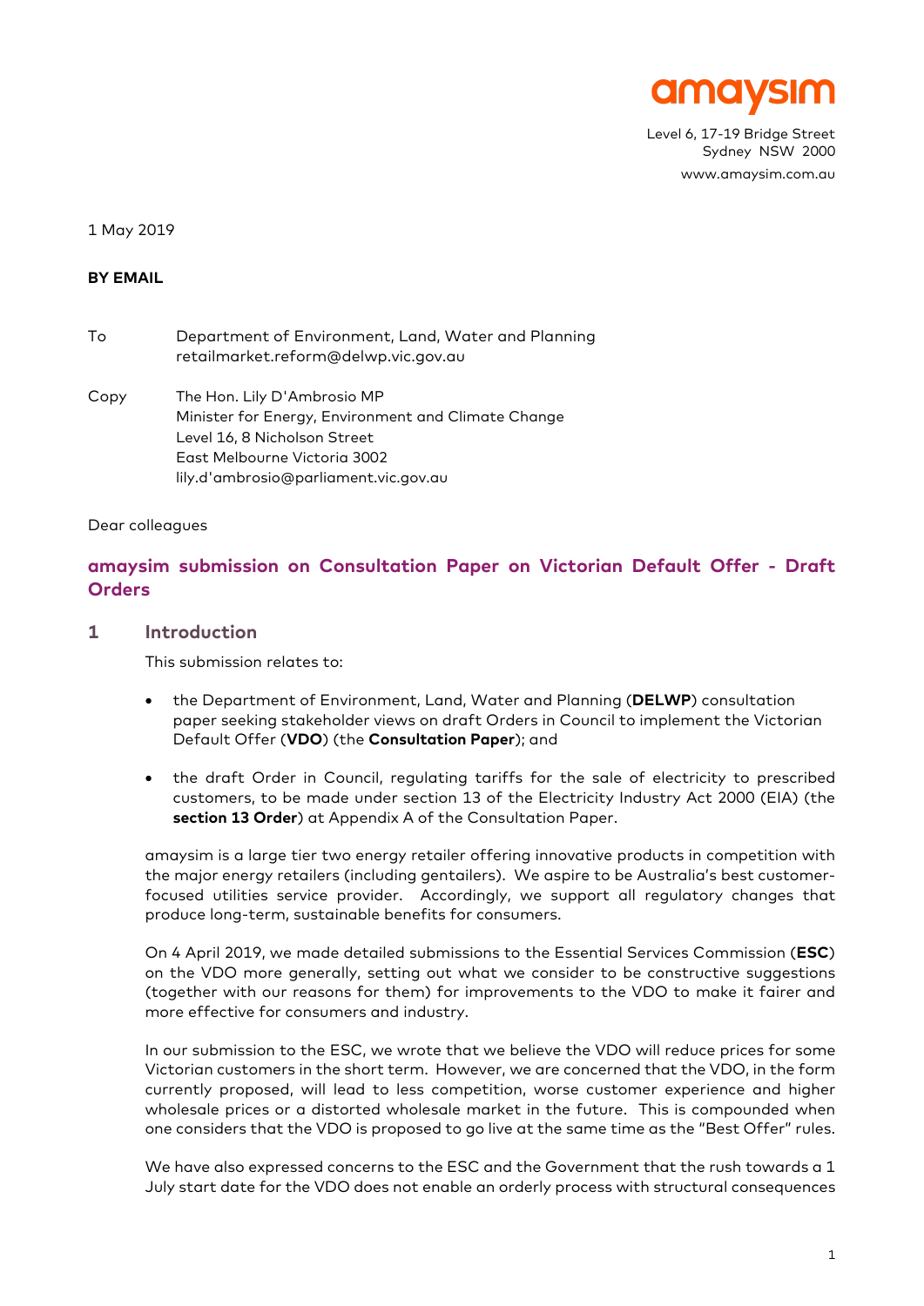amaysim

Level 6, 17-19 Bridge Street
Sydney NSW 2000
www.amaysim.com.au

1 May 2019

**BY EMAIL**

To Department of Environment, Land, Water and Planning
retailmarket.reform@delwp.vic.gov.au

Copy The Hon. Lily D'Ambrosio MP
Minister for Energy, Environment and Climate Change
Level 16, 8 Nicholson Street
East Melbourne Victoria 3002
lily.d'ambrosio@parliament.vic.gov.au

Dear colleagues

## amaysim submission on Consultation Paper on Victorian Default Offer - Draft Orders

### 1 Introduction

This submission relates to:

- the Department of Environment, Land, Water and Planning (**DELWP**) consultation paper seeking stakeholder views on draft Orders in Council to implement the Victorian Default Offer (**VDO**) (the **Consultation Paper**); and
- the draft Order in Council, regulating tariffs for the sale of electricity to prescribed customers, to be made under section 13 of the Electricity Industry Act 2000 (EIA) (the **section 13 Order**) at Appendix A of the Consultation Paper.

amaysim is a large tier two energy retailer offering innovative products in competition with the major energy retailers (including gentailers). We aspire to be Australia's best customer-focused utilities service provider. Accordingly, we support all regulatory changes that produce long-term, sustainable benefits for consumers.

On 4 April 2019, we made detailed submissions to the Essential Services Commission (**ESC**) on the VDO more generally, setting out what we consider to be constructive suggestions (together with our reasons for them) for improvements to the VDO to make it fairer and more effective for consumers and industry.

In our submission to the ESC, we wrote that we believe the VDO will reduce prices for some Victorian customers in the short term. However, we are concerned that the VDO, in the form currently proposed, will lead to less competition, worse customer experience and higher wholesale prices or a distorted wholesale market in the future. This is compounded when one considers that the VDO is proposed to go live at the same time as the "Best Offer" rules.

We have also expressed concerns to the ESC and the Government that the rush towards a 1 July start date for the VDO does not enable an orderly process with structural consequences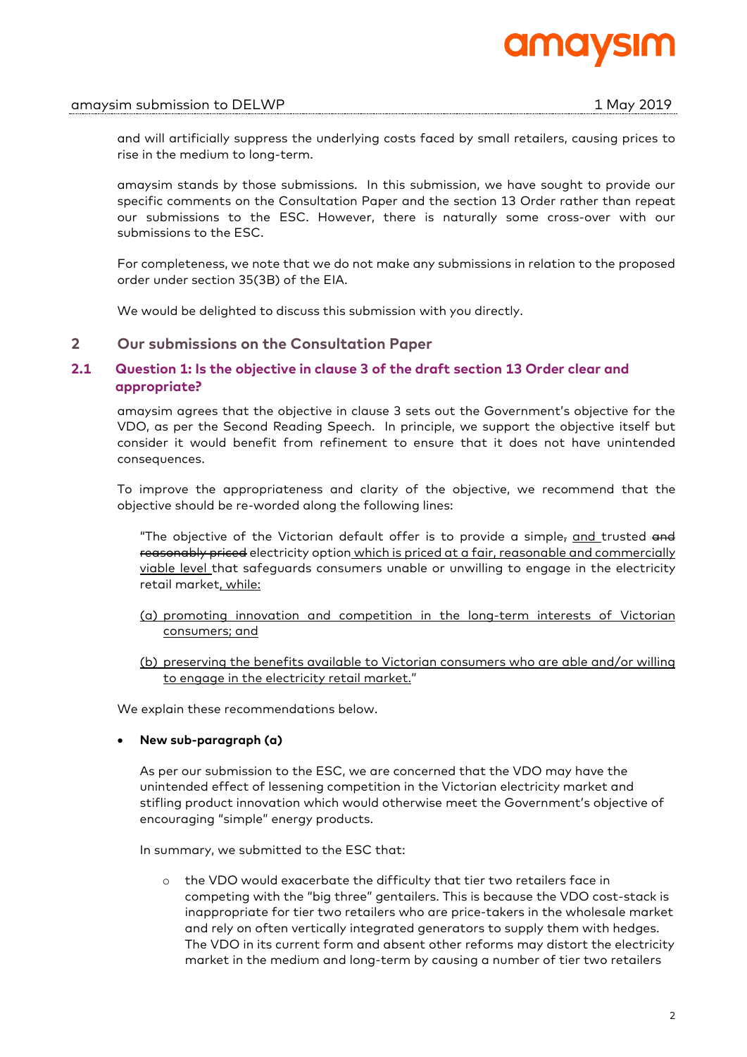and will artificially suppress the underlying costs faced by small retailers, causing prices to rise in the medium to long-term.

amaysim stands by those submissions. In this submission, we have sought to provide our specific comments on the Consultation Paper and the section 13 Order rather than repeat our submissions to the ESC. However, there is naturally some cross-over with our submissions to the ESC.

For completeness, we note that we do not make any submissions in relation to the proposed order under section 35(3B) of the EIA.

We would be delighted to discuss this submission with you directly.

## 2 Our submissions on the Consultation Paper

### 2.1 Question 1: Is the objective in clause 3 of the draft section 13 Order clear and appropriate?

amaysim agrees that the objective in clause 3 sets out the Government's objective for the VDO, as per the Second Reading Speech. In principle, we support the objective itself but consider it would benefit from refinement to ensure that it does not have unintended consequences.

To improve the appropriateness and clarity of the objective, we recommend that the objective should be re-worded along the following lines:

> "The objective of the Victorian default offer is to provide a simple~~,~~ <u>and</u> trusted ~~and reasonably priced~~ electricity option <u>which is priced at a fair, reasonable and commercially viable level</u> that safeguards consumers unable or unwilling to engage in the electricity retail market<u>, while:</u>
>
> <u>(a) promoting innovation and competition in the long-term interests of Victorian consumers; and</u>
>
> <u>(b) preserving the benefits available to Victorian consumers who are able and/or willing to engage in the electricity retail market.</u>"

We explain these recommendations below.

- **New sub-paragraph (a)**

  As per our submission to the ESC, we are concerned that the VDO may have the unintended effect of lessening competition in the Victorian electricity market and stifling product innovation which would otherwise meet the Government's objective of encouraging "simple" energy products.

  In summary, we submitted to the ESC that:

  - the VDO would exacerbate the difficulty that tier two retailers face in competing with the "big three" gentailers. This is because the VDO cost-stack is inappropriate for tier two retailers who are price-takers in the wholesale market and rely on often vertically integrated generators to supply them with hedges. The VDO in its current form and absent other reforms may distort the electricity market in the medium and long-term by causing a number of tier two retailers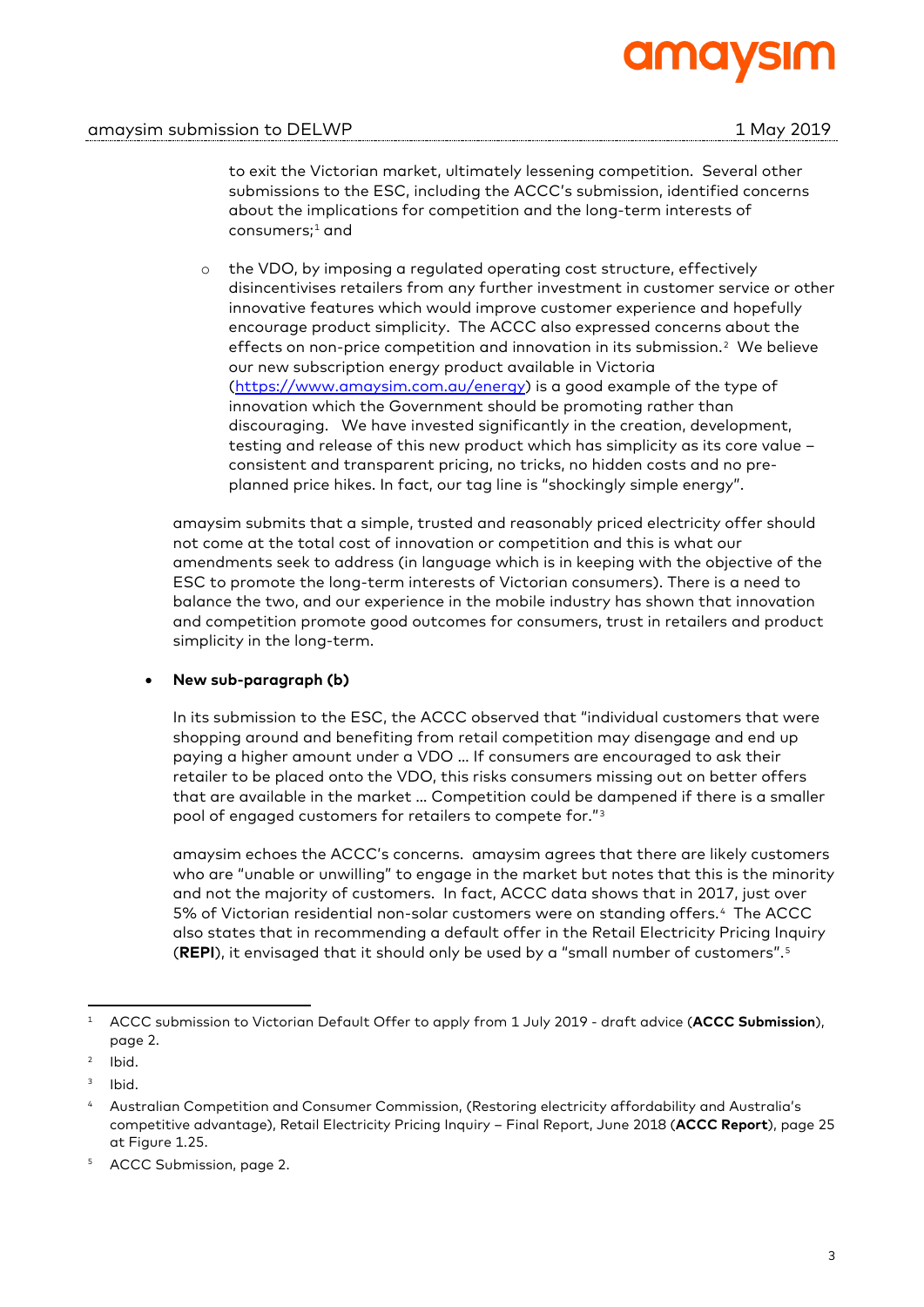to exit the Victorian market, ultimately lessening competition. Several other submissions to the ESC, including the ACCC's submission, identified concerns about the implications for competition and the long-term interests of consumers;[1] and

- the VDO, by imposing a regulated operating cost structure, effectively disincentivises retailers from any further investment in customer service or other innovative features which would improve customer experience and hopefully encourage product simplicity. The ACCC also expressed concerns about the effects on non-price competition and innovation in its submission.[2] We believe our new subscription energy product available in Victoria (https://www.amaysim.com.au/energy) is a good example of the type of innovation which the Government should be promoting rather than discouraging. We have invested significantly in the creation, development, testing and release of this new product which has simplicity as its core value – consistent and transparent pricing, no tricks, no hidden costs and no pre-planned price hikes. In fact, our tag line is "shockingly simple energy".

amaysim submits that a simple, trusted and reasonably priced electricity offer should not come at the total cost of innovation or competition and this is what our amendments seek to address (in language which is in keeping with the objective of the ESC to promote the long-term interests of Victorian consumers). There is a need to balance the two, and our experience in the mobile industry has shown that innovation and competition promote good outcomes for consumers, trust in retailers and product simplicity in the long-term.

- **New sub-paragraph (b)**

  In its submission to the ESC, the ACCC observed that "individual customers that were shopping around and benefiting from retail competition may disengage and end up paying a higher amount under a VDO … If consumers are encouraged to ask their retailer to be placed onto the VDO, this risks consumers missing out on better offers that are available in the market … Competition could be dampened if there is a smaller pool of engaged customers for retailers to compete for."[3]

  amaysim echoes the ACCC's concerns. amaysim agrees that there are likely customers who are "unable or unwilling" to engage in the market but notes that this is the minority and not the majority of customers. In fact, ACCC data shows that in 2017, just over 5% of Victorian residential non-solar customers were on standing offers.[4] The ACCC also states that in recommending a default offer in the Retail Electricity Pricing Inquiry (**REPI**), it envisaged that it should only be used by a "small number of customers".[5]

---

[1] ACCC submission to Victorian Default Offer to apply from 1 July 2019 - draft advice (**ACCC Submission**), page 2.

[2] Ibid.

[3] Ibid.

[4] Australian Competition and Consumer Commission, (Restoring electricity affordability and Australia's competitive advantage), Retail Electricity Pricing Inquiry – Final Report, June 2018 (**ACCC Report**), page 25 at Figure 1.25.

[5] ACCC Submission, page 2.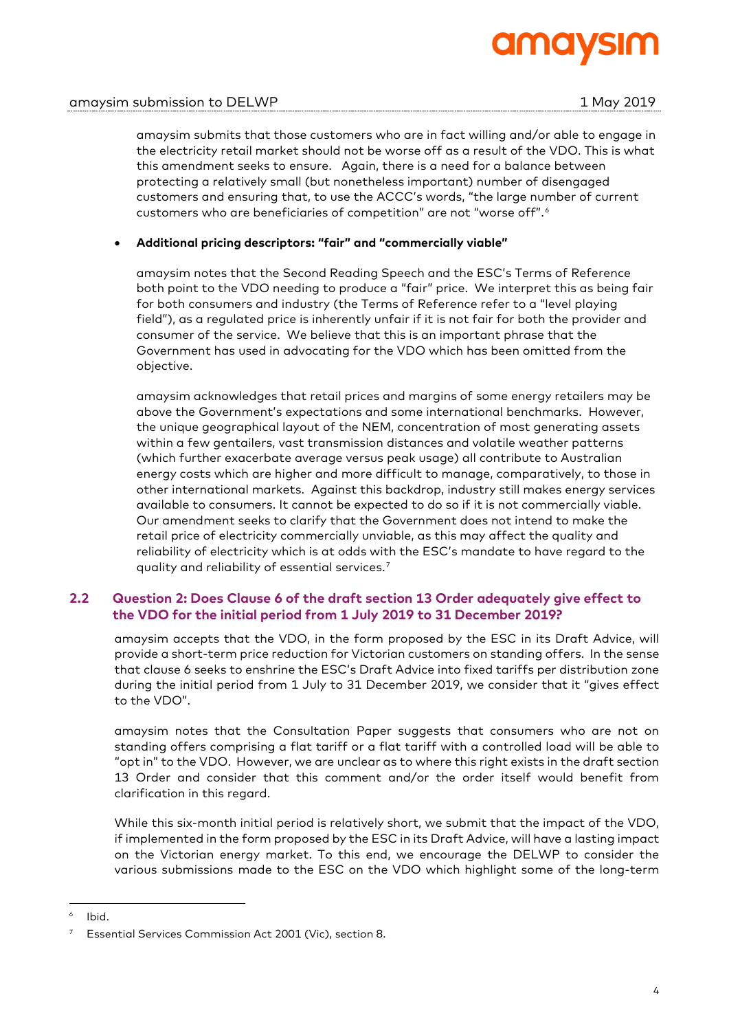amaysim submits that those customers who are in fact willing and/or able to engage in the electricity retail market should not be worse off as a result of the VDO. This is what this amendment seeks to ensure. Again, there is a need for a balance between protecting a relatively small (but nonetheless important) number of disengaged customers and ensuring that, to use the ACCC's words, "the large number of current customers who are beneficiaries of competition" are not "worse off".[6]

- **Additional pricing descriptors: "fair" and "commercially viable"**

  amaysim notes that the Second Reading Speech and the ESC's Terms of Reference both point to the VDO needing to produce a "fair" price. We interpret this as being fair for both consumers and industry (the Terms of Reference refer to a "level playing field"), as a regulated price is inherently unfair if it is not fair for both the provider and consumer of the service. We believe that this is an important phrase that the Government has used in advocating for the VDO which has been omitted from the objective.

  amaysim acknowledges that retail prices and margins of some energy retailers may be above the Government's expectations and some international benchmarks. However, the unique geographical layout of the NEM, concentration of most generating assets within a few gentailers, vast transmission distances and volatile weather patterns (which further exacerbate average versus peak usage) all contribute to Australian energy costs which are higher and more difficult to manage, comparatively, to those in other international markets. Against this backdrop, industry still makes energy services available to consumers. It cannot be expected to do so if it is not commercially viable. Our amendment seeks to clarify that the Government does not intend to make the retail price of electricity commercially unviable, as this may affect the quality and reliability of electricity which is at odds with the ESC's mandate to have regard to the quality and reliability of essential services.[7]

## 2.2 Question 2: Does Clause 6 of the draft section 13 Order adequately give effect to the VDO for the initial period from 1 July 2019 to 31 December 2019?

amaysim accepts that the VDO, in the form proposed by the ESC in its Draft Advice, will provide a short-term price reduction for Victorian customers on standing offers. In the sense that clause 6 seeks to enshrine the ESC's Draft Advice into fixed tariffs per distribution zone during the initial period from 1 July to 31 December 2019, we consider that it "gives effect to the VDO".

amaysim notes that the Consultation Paper suggests that consumers who are not on standing offers comprising a flat tariff or a flat tariff with a controlled load will be able to "opt in" to the VDO. However, we are unclear as to where this right exists in the draft section 13 Order and consider that this comment and/or the order itself would benefit from clarification in this regard.

While this six-month initial period is relatively short, we submit that the impact of the VDO, if implemented in the form proposed by the ESC in its Draft Advice, will have a lasting impact on the Victorian energy market. To this end, we encourage the DELWP to consider the various submissions made to the ESC on the VDO which highlight some of the long-term

---

[6] Ibid.

[7] Essential Services Commission Act 2001 (Vic), section 8.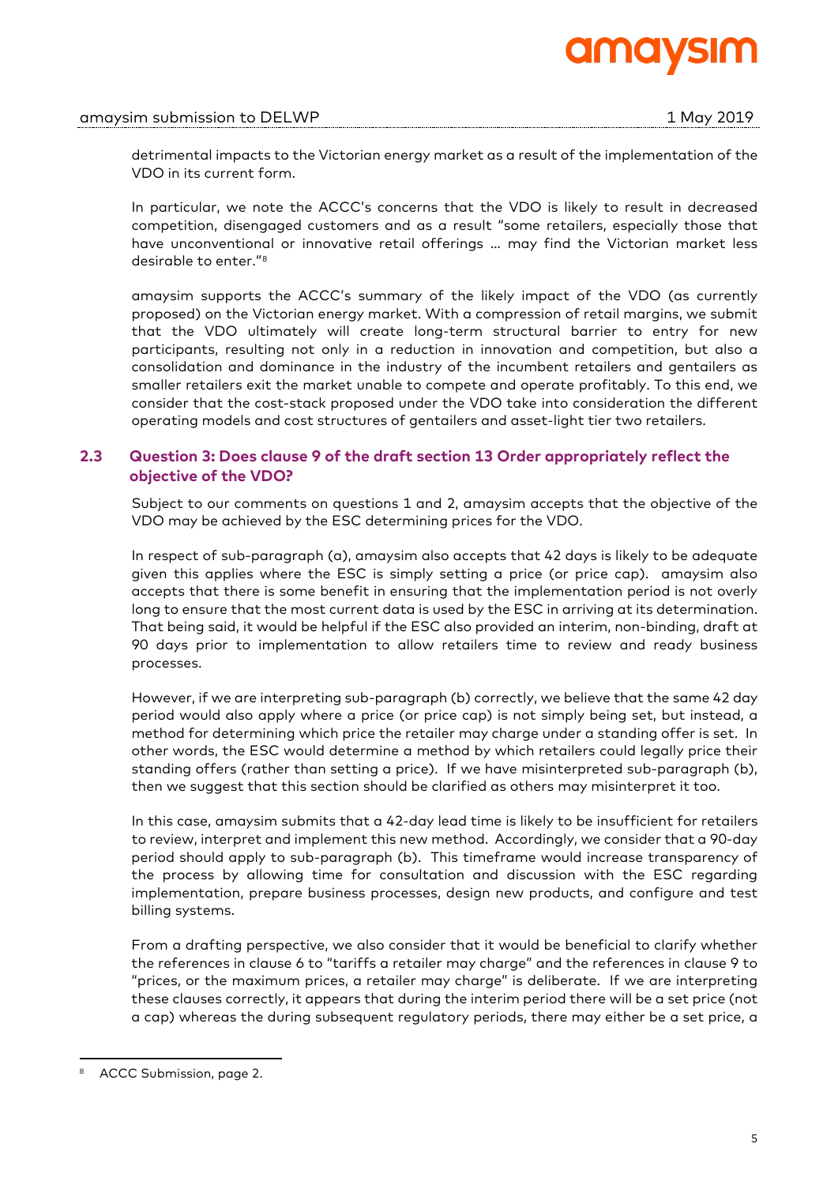detrimental impacts to the Victorian energy market as a result of the implementation of the VDO in its current form.

In particular, we note the ACCC's concerns that the VDO is likely to result in decreased competition, disengaged customers and as a result "some retailers, especially those that have unconventional or innovative retail offerings … may find the Victorian market less desirable to enter."[8]

amaysim supports the ACCC's summary of the likely impact of the VDO (as currently proposed) on the Victorian energy market. With a compression of retail margins, we submit that the VDO ultimately will create long-term structural barrier to entry for new participants, resulting not only in a reduction in innovation and competition, but also a consolidation and dominance in the industry of the incumbent retailers and gentailers as smaller retailers exit the market unable to compete and operate profitably. To this end, we consider that the cost-stack proposed under the VDO take into consideration the different operating models and cost structures of gentailers and asset-light tier two retailers.

## 2.3 Question 3: Does clause 9 of the draft section 13 Order appropriately reflect the objective of the VDO?

Subject to our comments on questions 1 and 2, amaysim accepts that the objective of the VDO may be achieved by the ESC determining prices for the VDO.

In respect of sub-paragraph (a), amaysim also accepts that 42 days is likely to be adequate given this applies where the ESC is simply setting a price (or price cap). amaysim also accepts that there is some benefit in ensuring that the implementation period is not overly long to ensure that the most current data is used by the ESC in arriving at its determination. That being said, it would be helpful if the ESC also provided an interim, non-binding, draft at 90 days prior to implementation to allow retailers time to review and ready business processes.

However, if we are interpreting sub-paragraph (b) correctly, we believe that the same 42 day period would also apply where a price (or price cap) is not simply being set, but instead, a method for determining which price the retailer may charge under a standing offer is set. In other words, the ESC would determine a method by which retailers could legally price their standing offers (rather than setting a price). If we have misinterpreted sub-paragraph (b), then we suggest that this section should be clarified as others may misinterpret it too.

In this case, amaysim submits that a 42-day lead time is likely to be insufficient for retailers to review, interpret and implement this new method. Accordingly, we consider that a 90-day period should apply to sub-paragraph (b). This timeframe would increase transparency of the process by allowing time for consultation and discussion with the ESC regarding implementation, prepare business processes, design new products, and configure and test billing systems.

From a drafting perspective, we also consider that it would be beneficial to clarify whether the references in clause 6 to "tariffs a retailer may charge" and the references in clause 9 to "prices, or the maximum prices, a retailer may charge" is deliberate. If we are interpreting these clauses correctly, it appears that during the interim period there will be a set price (not a cap) whereas the during subsequent regulatory periods, there may either be a set price, a

---

[8] ACCC Submission, page 2.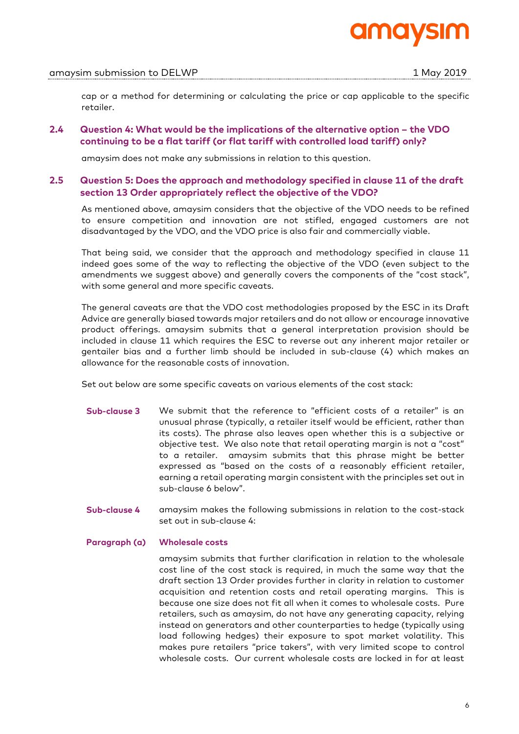cap or a method for determining or calculating the price or cap applicable to the specific retailer.

### 2.4 Question 4: What would be the implications of the alternative option – the VDO continuing to be a flat tariff (or flat tariff with controlled load tariff) only?

amaysim does not make any submissions in relation to this question.

### 2.5 Question 5: Does the approach and methodology specified in clause 11 of the draft section 13 Order appropriately reflect the objective of the VDO?

As mentioned above, amaysim considers that the objective of the VDO needs to be refined to ensure competition and innovation are not stifled, engaged customers are not disadvantaged by the VDO, and the VDO price is also fair and commercially viable.

That being said, we consider that the approach and methodology specified in clause 11 indeed goes some of the way to reflecting the objective of the VDO (even subject to the amendments we suggest above) and generally covers the components of the "cost stack", with some general and more specific caveats.

The general caveats are that the VDO cost methodologies proposed by the ESC in its Draft Advice are generally biased towards major retailers and do not allow or encourage innovative product offerings. amaysim submits that a general interpretation provision should be included in clause 11 which requires the ESC to reverse out any inherent major retailer or gentailer bias and a further limb should be included in sub-clause (4) which makes an allowance for the reasonable costs of innovation.

Set out below are some specific caveats on various elements of the cost stack:

**Sub-clause 3** We submit that the reference to "efficient costs of a retailer" is an unusual phrase (typically, a retailer itself would be efficient, rather than its costs). The phrase also leaves open whether this is a subjective or objective test. We also note that retail operating margin is not a "cost" to a retailer. amaysim submits that this phrase might be better expressed as "based on the costs of a reasonably efficient retailer, earning a retail operating margin consistent with the principles set out in sub-clause 6 below".

**Sub-clause 4** amaysim makes the following submissions in relation to the cost-stack set out in sub-clause 4:

**Paragraph (a) Wholesale costs**

amaysim submits that further clarification in relation to the wholesale cost line of the cost stack is required, in much the same way that the draft section 13 Order provides further in clarity in relation to customer acquisition and retention costs and retail operating margins. This is because one size does not fit all when it comes to wholesale costs. Pure retailers, such as amaysim, do not have any generating capacity, relying instead on generators and other counterparties to hedge (typically using load following hedges) their exposure to spot market volatility. This makes pure retailers "price takers", with very limited scope to control wholesale costs. Our current wholesale costs are locked in for at least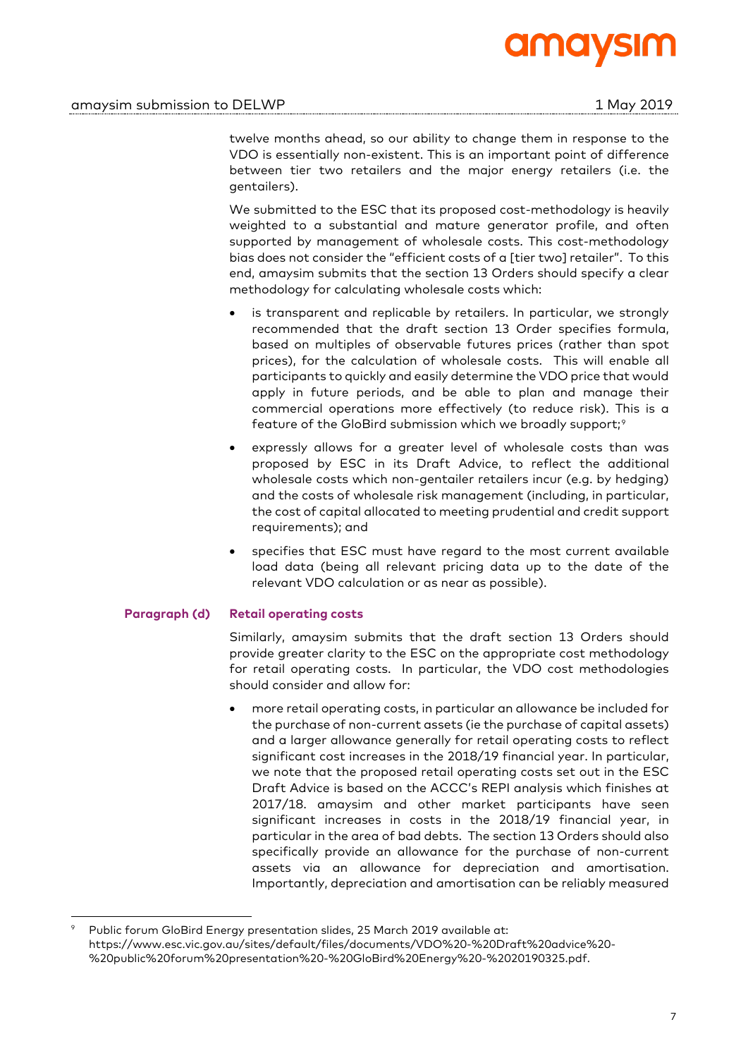twelve months ahead, so our ability to change them in response to the VDO is essentially non-existent. This is an important point of difference between tier two retailers and the major energy retailers (i.e. the gentailers).

We submitted to the ESC that its proposed cost-methodology is heavily weighted to a substantial and mature generator profile, and often supported by management of wholesale costs. This cost-methodology bias does not consider the "efficient costs of a [tier two] retailer". To this end, amaysim submits that the section 13 Orders should specify a clear methodology for calculating wholesale costs which:

- is transparent and replicable by retailers. In particular, we strongly recommended that the draft section 13 Order specifies formula, based on multiples of observable futures prices (rather than spot prices), for the calculation of wholesale costs. This will enable all participants to quickly and easily determine the VDO price that would apply in future periods, and be able to plan and manage their commercial operations more effectively (to reduce risk). This is a feature of the GloBird submission which we broadly support;[9]
- expressly allows for a greater level of wholesale costs than was proposed by ESC in its Draft Advice, to reflect the additional wholesale costs which non-gentailer retailers incur (e.g. by hedging) and the costs of wholesale risk management (including, in particular, the cost of capital allocated to meeting prudential and credit support requirements); and
- specifies that ESC must have regard to the most current available load data (being all relevant pricing data up to the date of the relevant VDO calculation or as near as possible).

**Paragraph (d)** **Retail operating costs**

Similarly, amaysim submits that the draft section 13 Orders should provide greater clarity to the ESC on the appropriate cost methodology for retail operating costs. In particular, the VDO cost methodologies should consider and allow for:

- more retail operating costs, in particular an allowance be included for the purchase of non-current assets (ie the purchase of capital assets) and a larger allowance generally for retail operating costs to reflect significant cost increases in the 2018/19 financial year. In particular, we note that the proposed retail operating costs set out in the ESC Draft Advice is based on the ACCC's REPI analysis which finishes at 2017/18. amaysim and other market participants have seen significant increases in costs in the 2018/19 financial year, in particular in the area of bad debts. The section 13 Orders should also specifically provide an allowance for the purchase of non-current assets via an allowance for depreciation and amortisation. Importantly, depreciation and amortisation can be reliably measured

[9] Public forum GloBird Energy presentation slides, 25 March 2019 available at: https://www.esc.vic.gov.au/sites/default/files/documents/VDO%20-%20Draft%20advice%20-%20public%20forum%20presentation%20-%20GloBird%20Energy%20-%2020190325.pdf.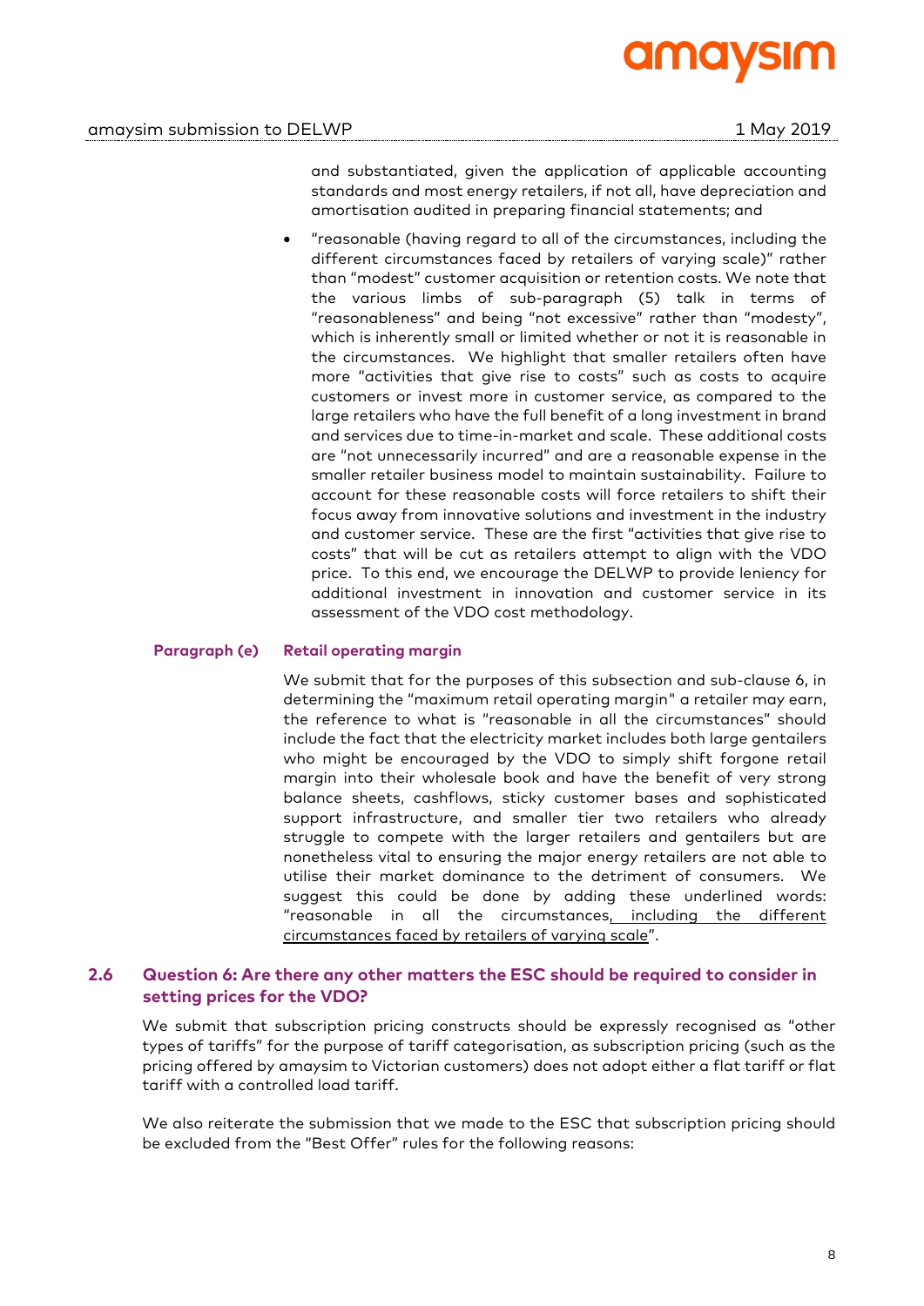and substantiated, given the application of applicable accounting standards and most energy retailers, if not all, have depreciation and amortisation audited in preparing financial statements; and

- "reasonable (having regard to all of the circumstances, including the different circumstances faced by retailers of varying scale)" rather than "modest" customer acquisition or retention costs. We note that the various limbs of sub-paragraph (5) talk in terms of "reasonableness" and being "not excessive" rather than "modesty", which is inherently small or limited whether or not it is reasonable in the circumstances. We highlight that smaller retailers often have more "activities that give rise to costs" such as costs to acquire customers or invest more in customer service, as compared to the large retailers who have the full benefit of a long investment in brand and services due to time-in-market and scale. These additional costs are "not unnecessarily incurred" and are a reasonable expense in the smaller retailer business model to maintain sustainability. Failure to account for these reasonable costs will force retailers to shift their focus away from innovative solutions and investment in the industry and customer service. These are the first "activities that give rise to costs" that will be cut as retailers attempt to align with the VDO price. To this end, we encourage the DELWP to provide leniency for additional investment in innovation and customer service in its assessment of the VDO cost methodology.

**Paragraph (e)** **Retail operating margin**

We submit that for the purposes of this subsection and sub-clause 6, in determining the "maximum retail operating margin" a retailer may earn, the reference to what is "reasonable in all the circumstances" should include the fact that the electricity market includes both large gentailers who might be encouraged by the VDO to simply shift forgone retail margin into their wholesale book and have the benefit of very strong balance sheets, cashflows, sticky customer bases and sophisticated support infrastructure, and smaller tier two retailers who already struggle to compete with the larger retailers and gentailers but are nonetheless vital to ensuring the major energy retailers are not able to utilise their market dominance to the detriment of consumers. We suggest this could be done by adding these underlined words: "reasonable in all the circumstances<u>, including the different circumstances faced by retailers of varying scale</u>".

## 2.6 Question 6: Are there any other matters the ESC should be required to consider in setting prices for the VDO?

We submit that subscription pricing constructs should be expressly recognised as "other types of tariffs" for the purpose of tariff categorisation, as subscription pricing (such as the pricing offered by amaysim to Victorian customers) does not adopt either a flat tariff or flat tariff with a controlled load tariff.

We also reiterate the submission that we made to the ESC that subscription pricing should be excluded from the "Best Offer" rules for the following reasons: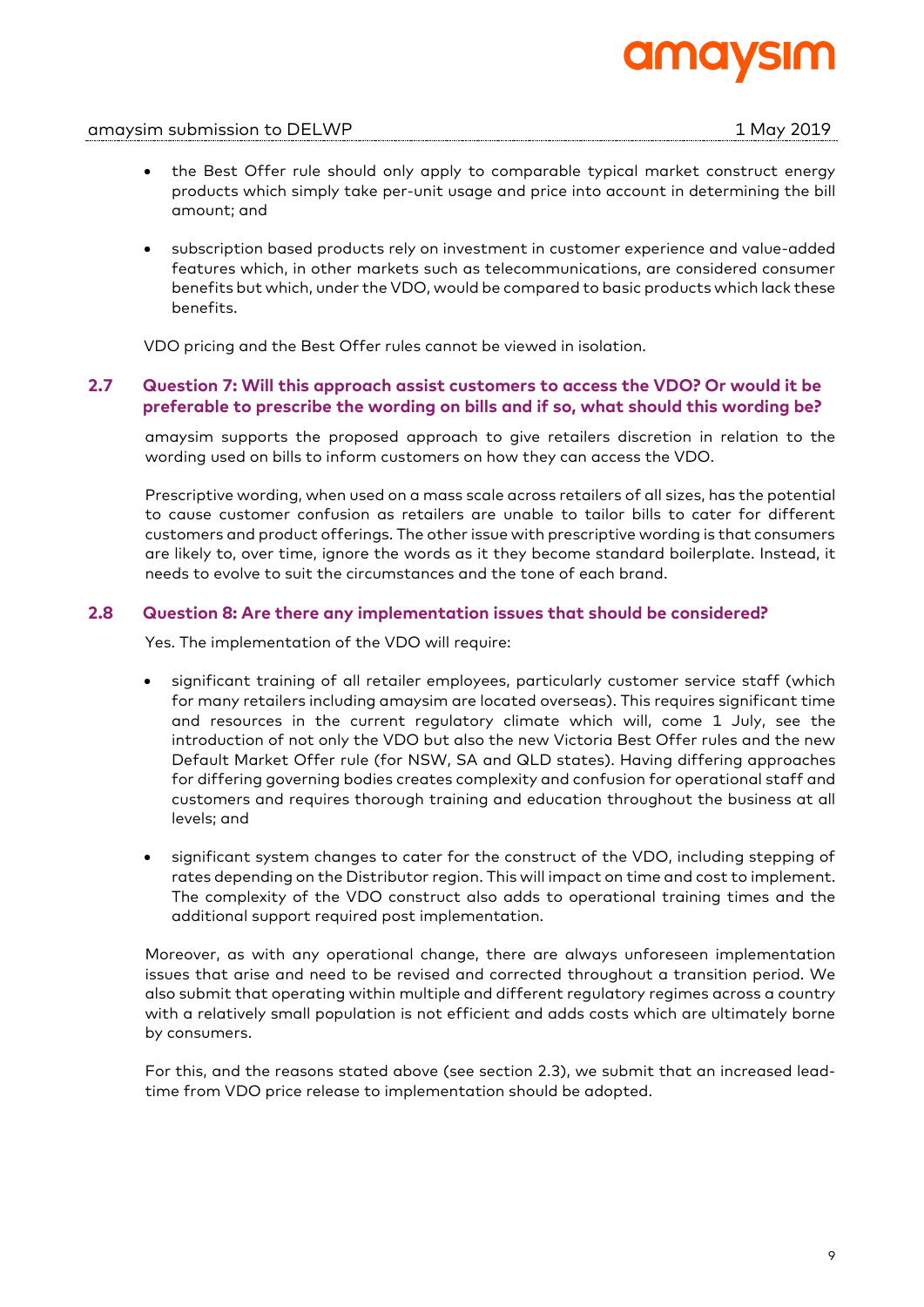- the Best Offer rule should only apply to comparable typical market construct energy products which simply take per-unit usage and price into account in determining the bill amount; and
- subscription based products rely on investment in customer experience and value-added features which, in other markets such as telecommunications, are considered consumer benefits but which, under the VDO, would be compared to basic products which lack these benefits.

VDO pricing and the Best Offer rules cannot be viewed in isolation.

## 2.7 Question 7: Will this approach assist customers to access the VDO? Or would it be preferable to prescribe the wording on bills and if so, what should this wording be?

amaysim supports the proposed approach to give retailers discretion in relation to the wording used on bills to inform customers on how they can access the VDO.

Prescriptive wording, when used on a mass scale across retailers of all sizes, has the potential to cause customer confusion as retailers are unable to tailor bills to cater for different customers and product offerings. The other issue with prescriptive wording is that consumers are likely to, over time, ignore the words as it they become standard boilerplate. Instead, it needs to evolve to suit the circumstances and the tone of each brand.

## 2.8 Question 8: Are there any implementation issues that should be considered?

Yes. The implementation of the VDO will require:

- significant training of all retailer employees, particularly customer service staff (which for many retailers including amaysim are located overseas). This requires significant time and resources in the current regulatory climate which will, come 1 July, see the introduction of not only the VDO but also the new Victoria Best Offer rules and the new Default Market Offer rule (for NSW, SA and QLD states). Having differing approaches for differing governing bodies creates complexity and confusion for operational staff and customers and requires thorough training and education throughout the business at all levels; and
- significant system changes to cater for the construct of the VDO, including stepping of rates depending on the Distributor region. This will impact on time and cost to implement. The complexity of the VDO construct also adds to operational training times and the additional support required post implementation.

Moreover, as with any operational change, there are always unforeseen implementation issues that arise and need to be revised and corrected throughout a transition period. We also submit that operating within multiple and different regulatory regimes across a country with a relatively small population is not efficient and adds costs which are ultimately borne by consumers.

For this, and the reasons stated above (see section 2.3), we submit that an increased lead-time from VDO price release to implementation should be adopted.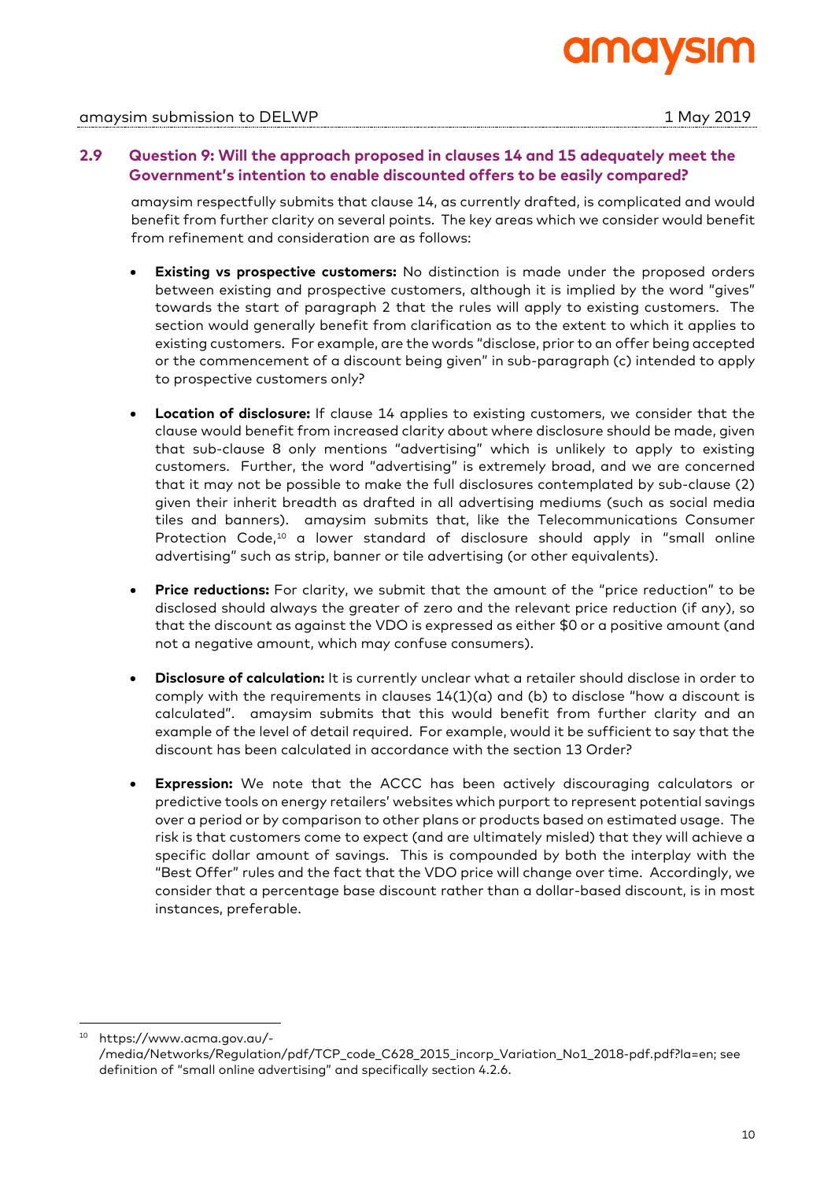## 2.9 Question 9: Will the approach proposed in clauses 14 and 15 adequately meet the Government's intention to enable discounted offers to be easily compared?

amaysim respectfully submits that clause 14, as currently drafted, is complicated and would benefit from further clarity on several points. The key areas which we consider would benefit from refinement and consideration are as follows:

- **Existing vs prospective customers:** No distinction is made under the proposed orders between existing and prospective customers, although it is implied by the word "gives" towards the start of paragraph 2 that the rules will apply to existing customers. The section would generally benefit from clarification as to the extent to which it applies to existing customers. For example, are the words "disclose, prior to an offer being accepted or the commencement of a discount being given" in sub-paragraph (c) intended to apply to prospective customers only?

- **Location of disclosure:** If clause 14 applies to existing customers, we consider that the clause would benefit from increased clarity about where disclosure should be made, given that sub-clause 8 only mentions "advertising" which is unlikely to apply to existing customers. Further, the word "advertising" is extremely broad, and we are concerned that it may not be possible to make the full disclosures contemplated by sub-clause (2) given their inherit breadth as drafted in all advertising mediums (such as social media tiles and banners). amaysim submits that, like the Telecommunications Consumer Protection Code,[10] a lower standard of disclosure should apply in "small online advertising" such as strip, banner or tile advertising (or other equivalents).

- **Price reductions:** For clarity, we submit that the amount of the "price reduction" to be disclosed should always the greater of zero and the relevant price reduction (if any), so that the discount as against the VDO is expressed as either $0 or a positive amount (and not a negative amount, which may confuse consumers).

- **Disclosure of calculation:** It is currently unclear what a retailer should disclose in order to comply with the requirements in clauses 14(1)(a) and (b) to disclose "how a discount is calculated". amaysim submits that this would benefit from further clarity and an example of the level of detail required. For example, would it be sufficient to say that the discount has been calculated in accordance with the section 13 Order?

- **Expression:** We note that the ACCC has been actively discouraging calculators or predictive tools on energy retailers' websites which purport to represent potential savings over a period or by comparison to other plans or products based on estimated usage. The risk is that customers come to expect (and are ultimately misled) that they will achieve a specific dollar amount of savings. This is compounded by both the interplay with the "Best Offer" rules and the fact that the VDO price will change over time. Accordingly, we consider that a percentage base discount rather than a dollar-based discount, is in most instances, preferable.

---

[10] https://www.acma.gov.au/-/media/Networks/Regulation/pdf/TCP_code_C628_2015_incorp_Variation_No1_2018-pdf.pdf?la=en; see definition of "small online advertising" and specifically section 4.2.6.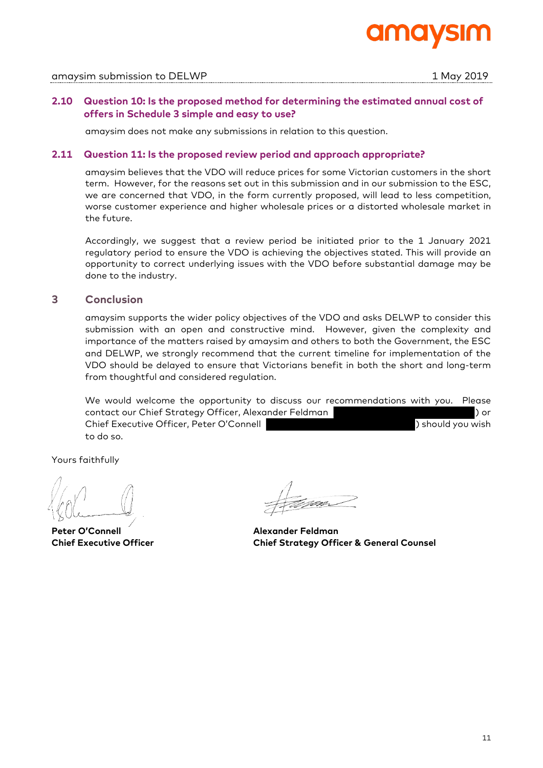### 2.10 Question 10: Is the proposed method for determining the estimated annual cost of offers in Schedule 3 simple and easy to use?

amaysim does not make any submissions in relation to this question.

### 2.11 Question 11: Is the proposed review period and approach appropriate?

amaysim believes that the VDO will reduce prices for some Victorian customers in the short term. However, for the reasons set out in this submission and in our submission to the ESC, we are concerned that VDO, in the form currently proposed, will lead to less competition, worse customer experience and higher wholesale prices or a distorted wholesale market in the future.

Accordingly, we suggest that a review period be initiated prior to the 1 January 2021 regulatory period to ensure the VDO is achieving the objectives stated. This will provide an opportunity to correct underlying issues with the VDO before substantial damage may be done to the industry.

## 3 Conclusion

amaysim supports the wider policy objectives of the VDO and asks DELWP to consider this submission with an open and constructive mind. However, given the complexity and importance of the matters raised by amaysim and others to both the Government, the ESC and DELWP, we strongly recommend that the current timeline for implementation of the VDO should be delayed to ensure that Victorians benefit in both the short and long-term from thoughtful and considered regulation.

We would welcome the opportunity to discuss our recommendations with you. Please contact our Chief Strategy Officer, Alexander Feldman [REDACTED]) or Chief Executive Officer, Peter O'Connell [REDACTED]) should you wish to do so.

Yours faithfully

**Peter O'Connell**
**Chief Executive Officer**

**Alexander Feldman**
**Chief Strategy Officer & General Counsel**